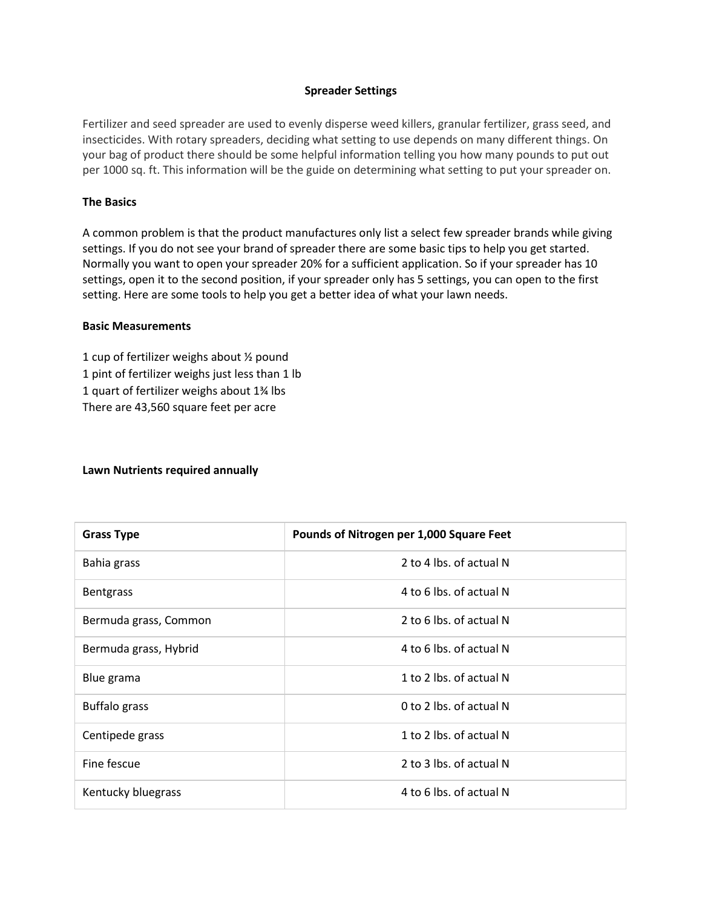# Spreader Settings

Fertilizer and seed spreader are used to evenly disperse weed killers, granular fertilizer, grass seed, and insecticides. With rotary spreaders, deciding what setting to use depends on many different things. On your bag of product there should be some helpful information telling you how many pounds to put out per 1000 sq. ft. This information will be the guide on determining what setting to put your spreader on.

## The Basics

A common problem is that the product manufactures only list a select few spreader brands while giving settings. If you do not see your brand of spreader there are some basic tips to help you get started. Normally you want to open your spreader 20% for a sufficient application. So if your spreader has 10 settings, open it to the second position, if your spreader only has 5 settings, you can open to the first setting. Here are some tools to help you get a better idea of what your lawn needs.

## Basic Measurements

1 cup of fertilizer weighs about ½ pound
1 pint of fertilizer weighs just less than 1 lb
1 quart of fertilizer weighs about 1¾ lbs
There are 43,560 square feet per acre

## Lawn Nutrients required annually

| Grass Type | Pounds of Nitrogen per 1,000 Square Feet |
|---|---|
| Bahia grass | 2 to 4 lbs. of actual N |
| Bentgrass | 4 to 6 lbs. of actual N |
| Bermuda grass, Common | 2 to 6 lbs. of actual N |
| Bermuda grass, Hybrid | 4 to 6 lbs. of actual N |
| Blue grama | 1 to 2 lbs. of actual N |
| Buffalo grass | 0 to 2 lbs. of actual N |
| Centipede grass | 1 to 2 lbs. of actual N |
| Fine fescue | 2 to 3 lbs. of actual N |
| Kentucky bluegrass | 4 to 6 lbs. of actual N |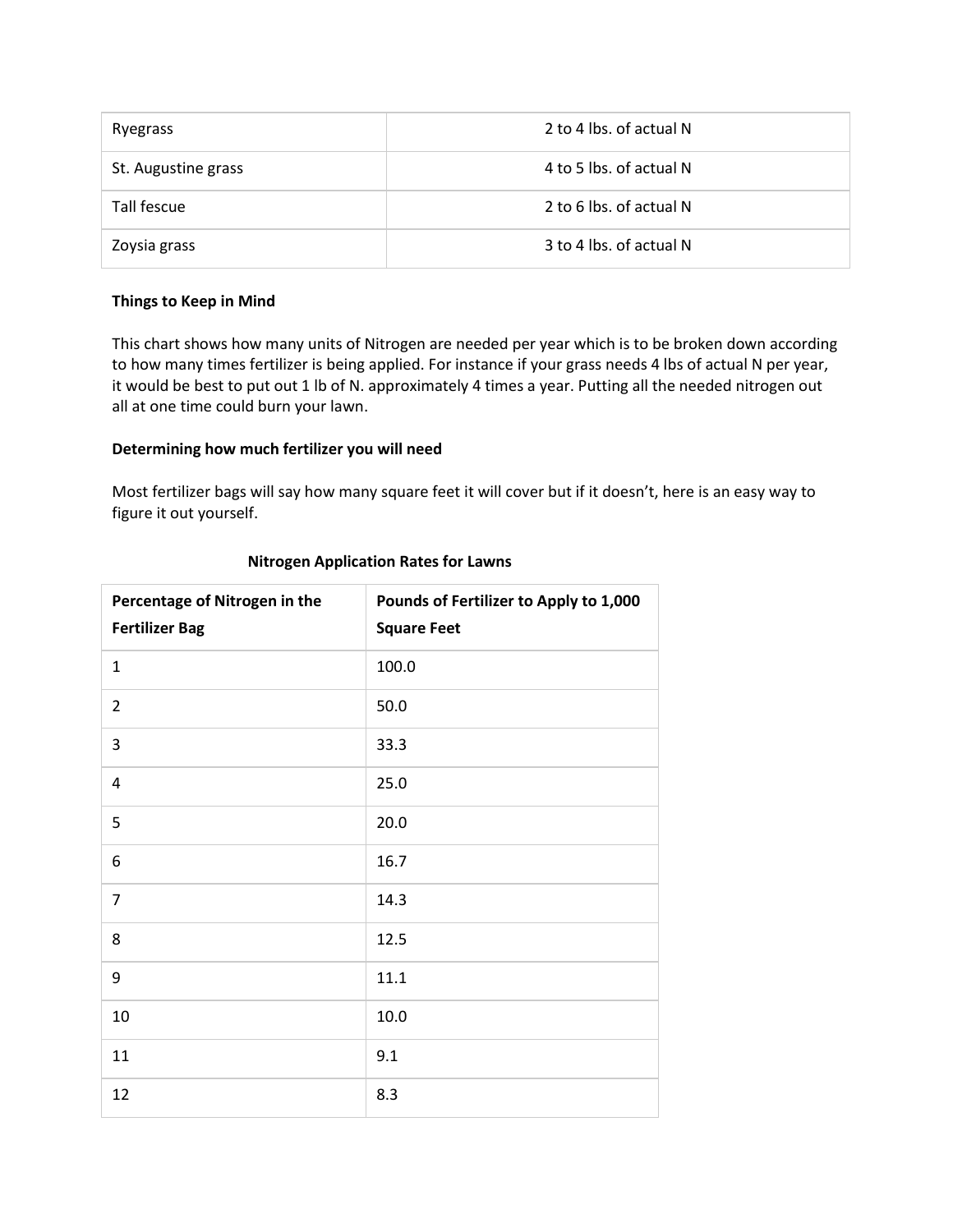| Ryegrass | 2 to 4 lbs. of actual N |
|---|---|
| St. Augustine grass | 4 to 5 lbs. of actual N |
| Tall fescue | 2 to 6 lbs. of actual N |
| Zoysia grass | 3 to 4 lbs. of actual N |

**Things to Keep in Mind**

This chart shows how many units of Nitrogen are needed per year which is to be broken down according to how many times fertilizer is being applied. For instance if your grass needs 4 lbs of actual N per year, it would be best to put out 1 lb of N. approximately 4 times a year. Putting all the needed nitrogen out all at one time could burn your lawn.

**Determining how much fertilizer you will need**

Most fertilizer bags will say how many square feet it will cover but if it doesn't, here is an easy way to figure it out yourself.

**Nitrogen Application Rates for Lawns**

| **Percentage of Nitrogen in the Fertilizer Bag** | **Pounds of Fertilizer to Apply to 1,000 Square Feet** |
|---|---|
| 1 | 100.0 |
| 2 | 50.0 |
| 3 | 33.3 |
| 4 | 25.0 |
| 5 | 20.0 |
| 6 | 16.7 |
| 7 | 14.3 |
| 8 | 12.5 |
| 9 | 11.1 |
| 10 | 10.0 |
| 11 | 9.1 |
| 12 | 8.3 |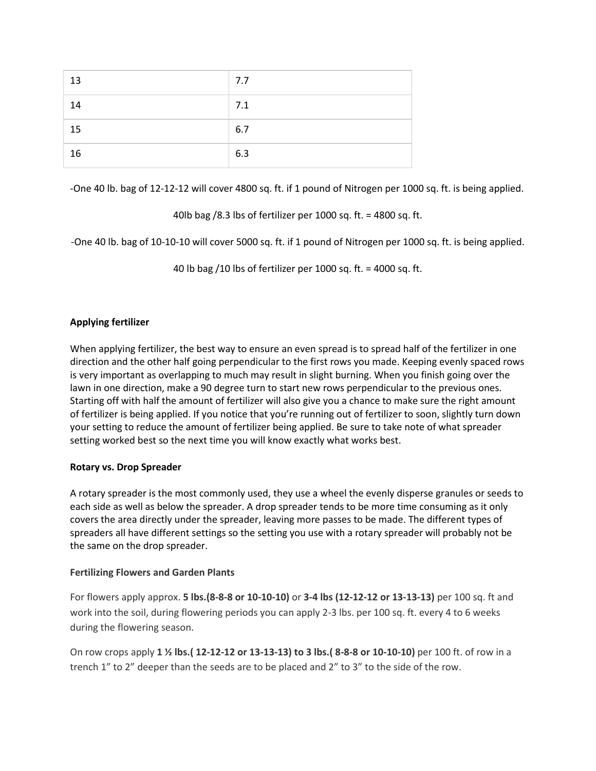| 13 | 7.7 |
|---|---|
| 14 | 7.1 |
| 15 | 6.7 |
| 16 | 6.3 |

-One 40 lb. bag of 12-12-12 will cover 4800 sq. ft. if 1 pound of Nitrogen per 1000 sq. ft. is being applied.

40lb bag /8.3 lbs of fertilizer per 1000 sq. ft. = 4800 sq. ft.

-One 40 lb. bag of 10-10-10 will cover 5000 sq. ft. if 1 pound of Nitrogen per 1000 sq. ft. is being applied.

40 lb bag /10 lbs of fertilizer per 1000 sq. ft. = 4000 sq. ft.

**Applying fertilizer**

When applying fertilizer, the best way to ensure an even spread is to spread half of the fertilizer in one direction and the other half going perpendicular to the first rows you made. Keeping evenly spaced rows is very important as overlapping to much may result in slight burning. When you finish going over the lawn in one direction, make a 90 degree turn to start new rows perpendicular to the previous ones. Starting off with half the amount of fertilizer will also give you a chance to make sure the right amount of fertilizer is being applied. If you notice that you're running out of fertilizer to soon, slightly turn down your setting to reduce the amount of fertilizer being applied. Be sure to take note of what spreader setting worked best so the next time you will know exactly what works best.

**Rotary vs. Drop Spreader**

A rotary spreader is the most commonly used, they use a wheel the evenly disperse granules or seeds to each side as well as below the spreader. A drop spreader tends to be more time consuming as it only covers the area directly under the spreader, leaving more passes to be made. The different types of spreaders all have different settings so the setting you use with a rotary spreader will probably not be the same on the drop spreader.

**Fertilizing Flowers and Garden Plants**

For flowers apply approx. **5 lbs.(8-8-8 or 10-10-10)** or **3-4 lbs (12-12-12 or 13-13-13)** per 100 sq. ft and work into the soil, during flowering periods you can apply 2-3 lbs. per 100 sq. ft. every 4 to 6 weeks during the flowering season.

On row crops apply **1 ½ lbs.( 12-12-12 or 13-13-13) to 3 lbs.( 8-8-8 or 10-10-10)** per 100 ft. of row in a trench 1" to 2" deeper than the seeds are to be placed and 2" to 3" to the side of the row.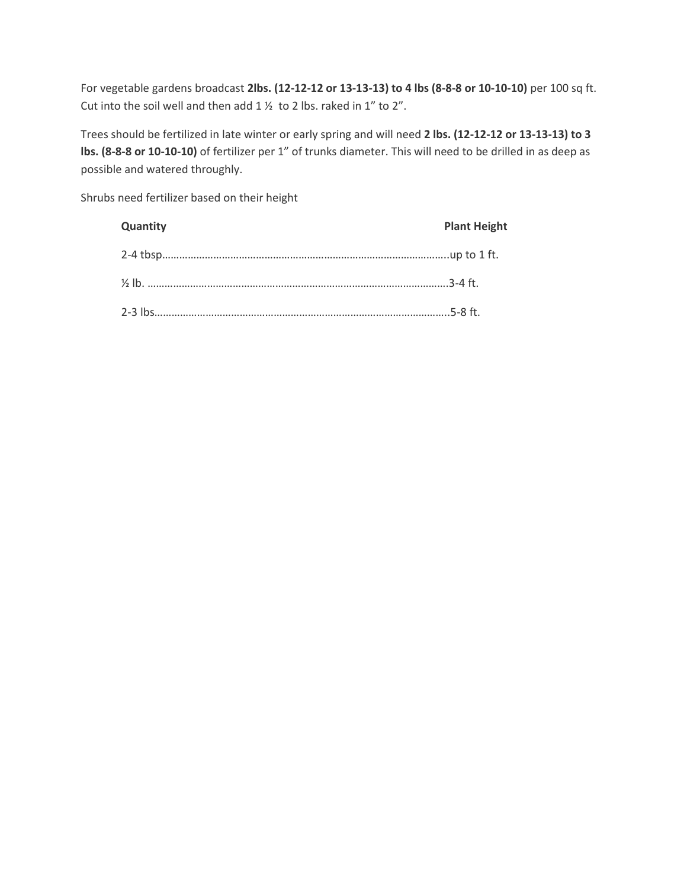For vegetable gardens broadcast **2lbs. (12-12-12 or 13-13-13) to 4 lbs (8-8-8 or 10-10-10)** per 100 sq ft. Cut into the soil well and then add 1 ½ to 2 lbs. raked in 1" to 2".

Trees should be fertilized in late winter or early spring and will need **2 lbs. (12-12-12 or 13-13-13) to 3 lbs. (8-8-8 or 10-10-10)** of fertilizer per 1" of trunks diameter. This will need to be drilled in as deep as possible and watered throughly.

Shrubs need fertilizer based on their height

| **Quantity** | **Plant Height** |
|---|---|
| 2-4 tbsp | up to 1 ft. |
| ½ lb. | 3-4 ft. |
| 2-3 lbs | 5-8 ft. |